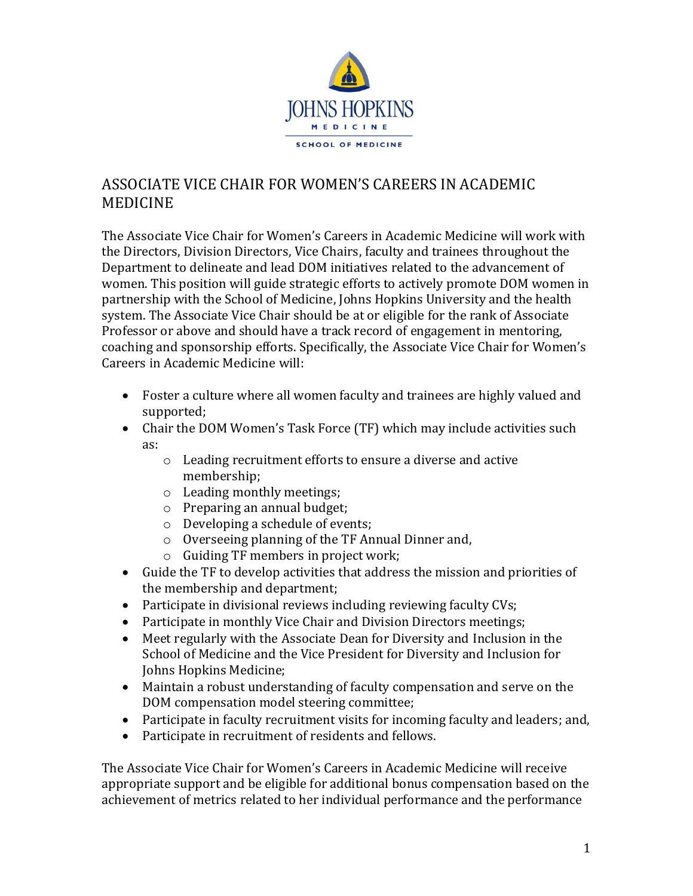# ASSOCIATE VICE CHAIR FOR WOMEN'S CAREERS IN ACADEMIC MEDICINE

The Associate Vice Chair for Women's Careers in Academic Medicine will work with the Directors, Division Directors, Vice Chairs, faculty and trainees throughout the Department to delineate and lead DOM initiatives related to the advancement of women. This position will guide strategic efforts to actively promote DOM women in partnership with the School of Medicine, Johns Hopkins University and the health system. The Associate Vice Chair should be at or eligible for the rank of Associate Professor or above and should have a track record of engagement in mentoring, coaching and sponsorship efforts. Specifically, the Associate Vice Chair for Women's Careers in Academic Medicine will:

- Foster a culture where all women faculty and trainees are highly valued and supported;
- Chair the DOM Women's Task Force (TF) which may include activities such as:
    - Leading recruitment efforts to ensure a diverse and active membership;
    - Leading monthly meetings;
    - Preparing an annual budget;
    - Developing a schedule of events;
    - Overseeing planning of the TF Annual Dinner and,
    - Guiding TF members in project work;
- Guide the TF to develop activities that address the mission and priorities of the membership and department;
- Participate in divisional reviews including reviewing faculty CVs;
- Participate in monthly Vice Chair and Division Directors meetings;
- Meet regularly with the Associate Dean for Diversity and Inclusion in the School of Medicine and the Vice President for Diversity and Inclusion for Johns Hopkins Medicine;
- Maintain a robust understanding of faculty compensation and serve on the DOM compensation model steering committee;
- Participate in faculty recruitment visits for incoming faculty and leaders; and,
- Participate in recruitment of residents and fellows.

The Associate Vice Chair for Women's Careers in Academic Medicine will receive appropriate support and be eligible for additional bonus compensation based on the achievement of metrics related to her individual performance and the performance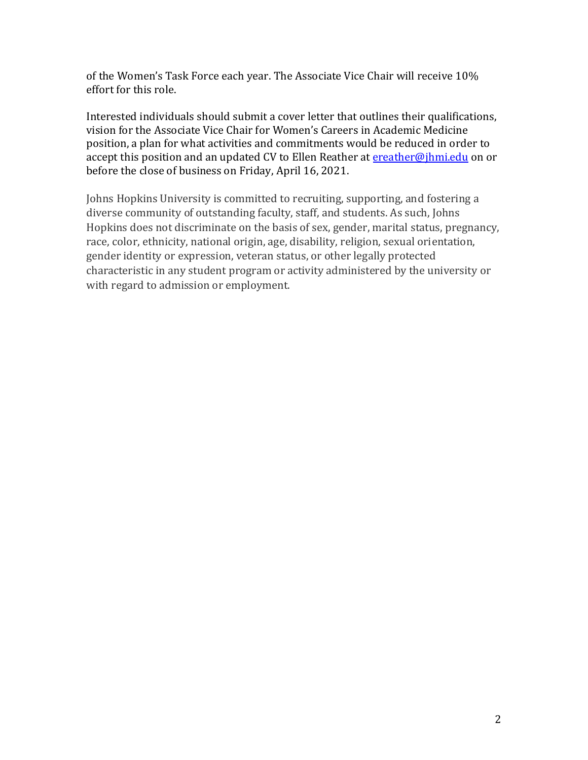of the Women's Task Force each year. The Associate Vice Chair will receive 10% effort for this role.

Interested individuals should submit a cover letter that outlines their qualifications, vision for the Associate Vice Chair for Women's Careers in Academic Medicine position, a plan for what activities and commitments would be reduced in order to accept this position and an updated CV to Ellen Reather at [ereather@jhmi.edu](mailto:ereather@jhmi.edu) on or before the close of business on Friday, April 16, 2021.

Johns Hopkins University is committed to recruiting, supporting, and fostering a diverse community of outstanding faculty, staff, and students. As such, Johns Hopkins does not discriminate on the basis of sex, gender, marital status, pregnancy, race, color, ethnicity, national origin, age, disability, religion, sexual orientation, gender identity or expression, veteran status, or other legally protected characteristic in any student program or activity administered by the university or with regard to admission or employment.